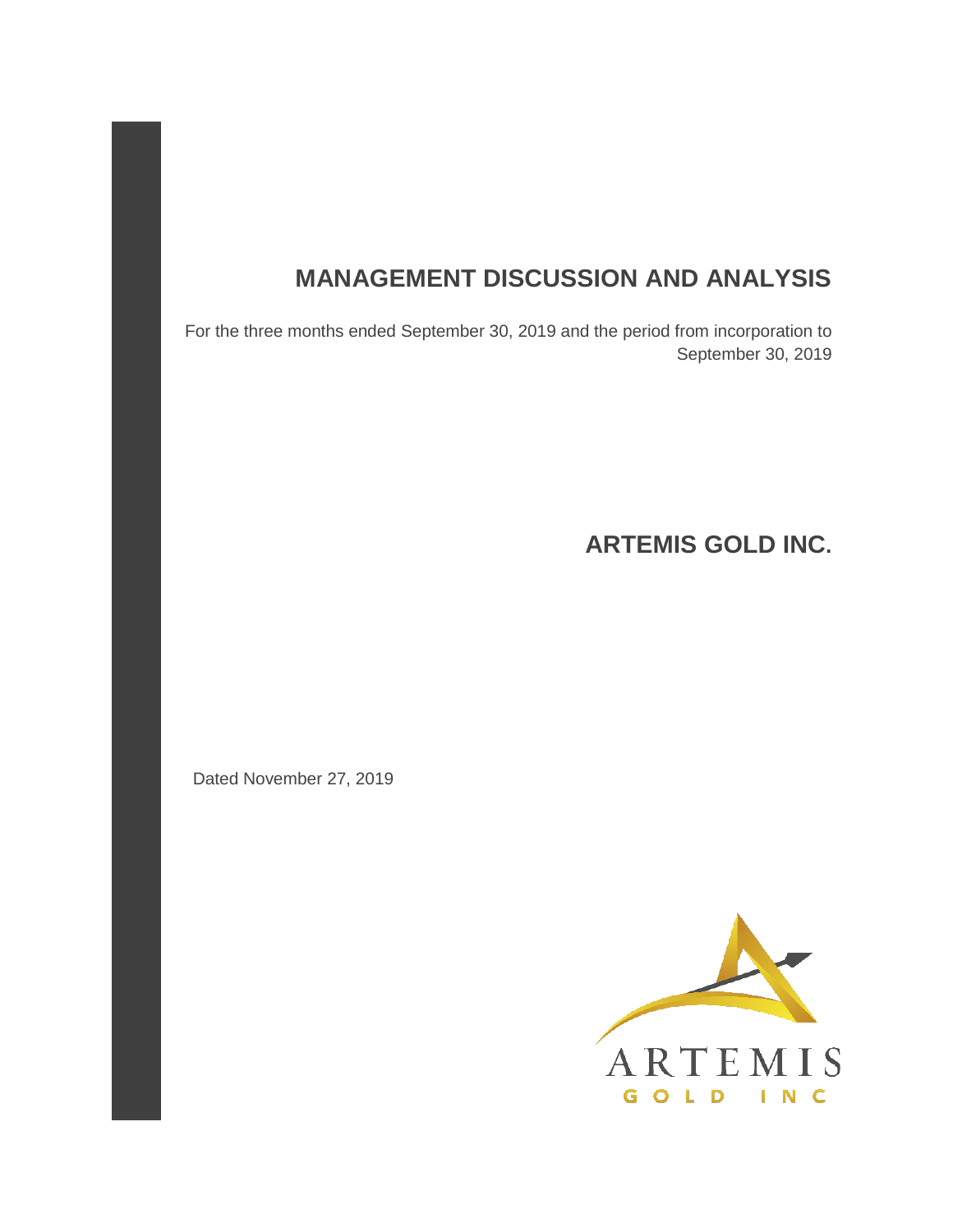# MANAGEMENT DISCUSSION AND ANALYSIS

For the three months ended September 30, 2019 and the period from incorporation to September 30, 2019

## ARTEMIS GOLD INC.

Dated November 27, 2019

ARTEMIS
GOLD INC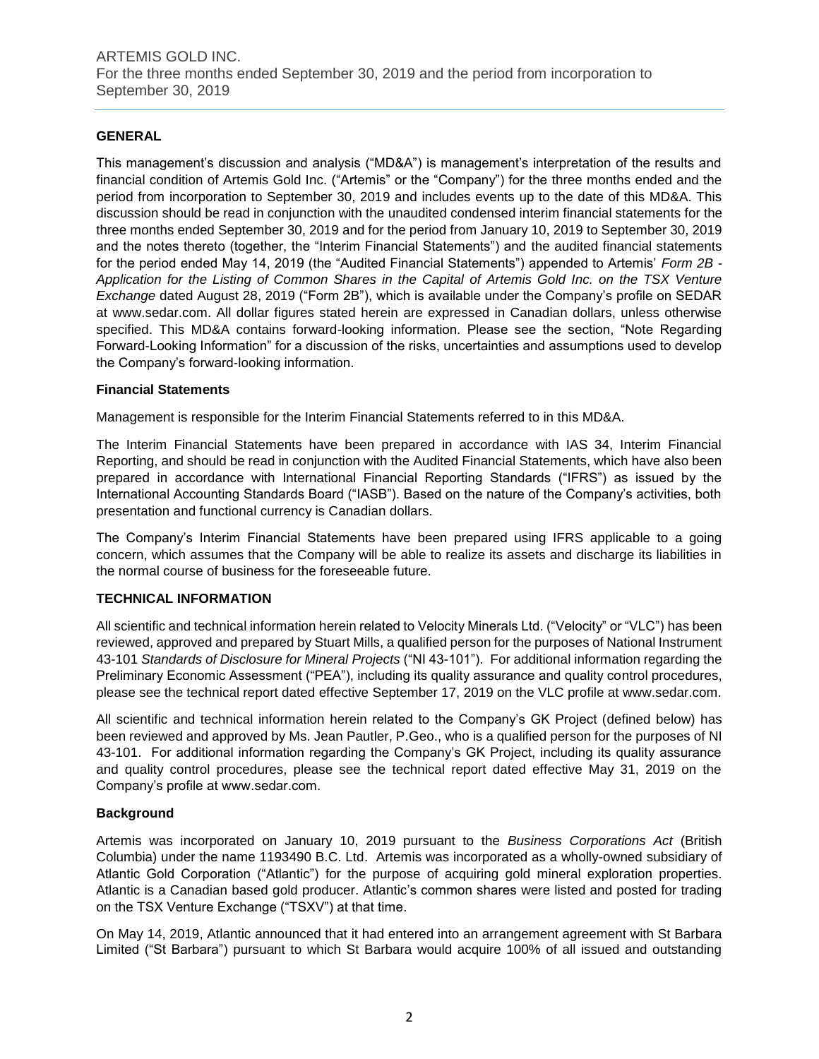## GENERAL

This management's discussion and analysis ("MD&A") is management's interpretation of the results and financial condition of Artemis Gold Inc. ("Artemis" or the "Company") for the three months ended and the period from incorporation to September 30, 2019 and includes events up to the date of this MD&A. This discussion should be read in conjunction with the unaudited condensed interim financial statements for the three months ended September 30, 2019 and for the period from January 10, 2019 to September 30, 2019 and the notes thereto (together, the "Interim Financial Statements") and the audited financial statements for the period ended May 14, 2019 (the "Audited Financial Statements") appended to Artemis' *Form 2B - Application for the Listing of Common Shares in the Capital of Artemis Gold Inc. on the TSX Venture Exchange* dated August 28, 2019 ("Form 2B"), which is available under the Company's profile on SEDAR at www.sedar.com. All dollar figures stated herein are expressed in Canadian dollars, unless otherwise specified. This MD&A contains forward-looking information. Please see the section, "Note Regarding Forward-Looking Information" for a discussion of the risks, uncertainties and assumptions used to develop the Company's forward-looking information.

### Financial Statements

Management is responsible for the Interim Financial Statements referred to in this MD&A.

The Interim Financial Statements have been prepared in accordance with IAS 34, Interim Financial Reporting, and should be read in conjunction with the Audited Financial Statements, which have also been prepared in accordance with International Financial Reporting Standards ("IFRS") as issued by the International Accounting Standards Board ("IASB"). Based on the nature of the Company's activities, both presentation and functional currency is Canadian dollars.

The Company's Interim Financial Statements have been prepared using IFRS applicable to a going concern, which assumes that the Company will be able to realize its assets and discharge its liabilities in the normal course of business for the foreseeable future.

## TECHNICAL INFORMATION

All scientific and technical information herein related to Velocity Minerals Ltd. ("Velocity" or "VLC") has been reviewed, approved and prepared by Stuart Mills, a qualified person for the purposes of National Instrument 43-101 *Standards of Disclosure for Mineral Projects* ("NI 43-101"). For additional information regarding the Preliminary Economic Assessment ("PEA"), including its quality assurance and quality control procedures, please see the technical report dated effective September 17, 2019 on the VLC profile at www.sedar.com.

All scientific and technical information herein related to the Company's GK Project (defined below) has been reviewed and approved by Ms. Jean Pautler, P.Geo., who is a qualified person for the purposes of NI 43-101. For additional information regarding the Company's GK Project, including its quality assurance and quality control procedures, please see the technical report dated effective May 31, 2019 on the Company's profile at www.sedar.com.

### Background

Artemis was incorporated on January 10, 2019 pursuant to the *Business Corporations Act* (British Columbia) under the name 1193490 B.C. Ltd. Artemis was incorporated as a wholly-owned subsidiary of Atlantic Gold Corporation ("Atlantic") for the purpose of acquiring gold mineral exploration properties. Atlantic is a Canadian based gold producer. Atlantic's common shares were listed and posted for trading on the TSX Venture Exchange ("TSXV") at that time.

On May 14, 2019, Atlantic announced that it had entered into an arrangement agreement with St Barbara Limited ("St Barbara") pursuant to which St Barbara would acquire 100% of all issued and outstanding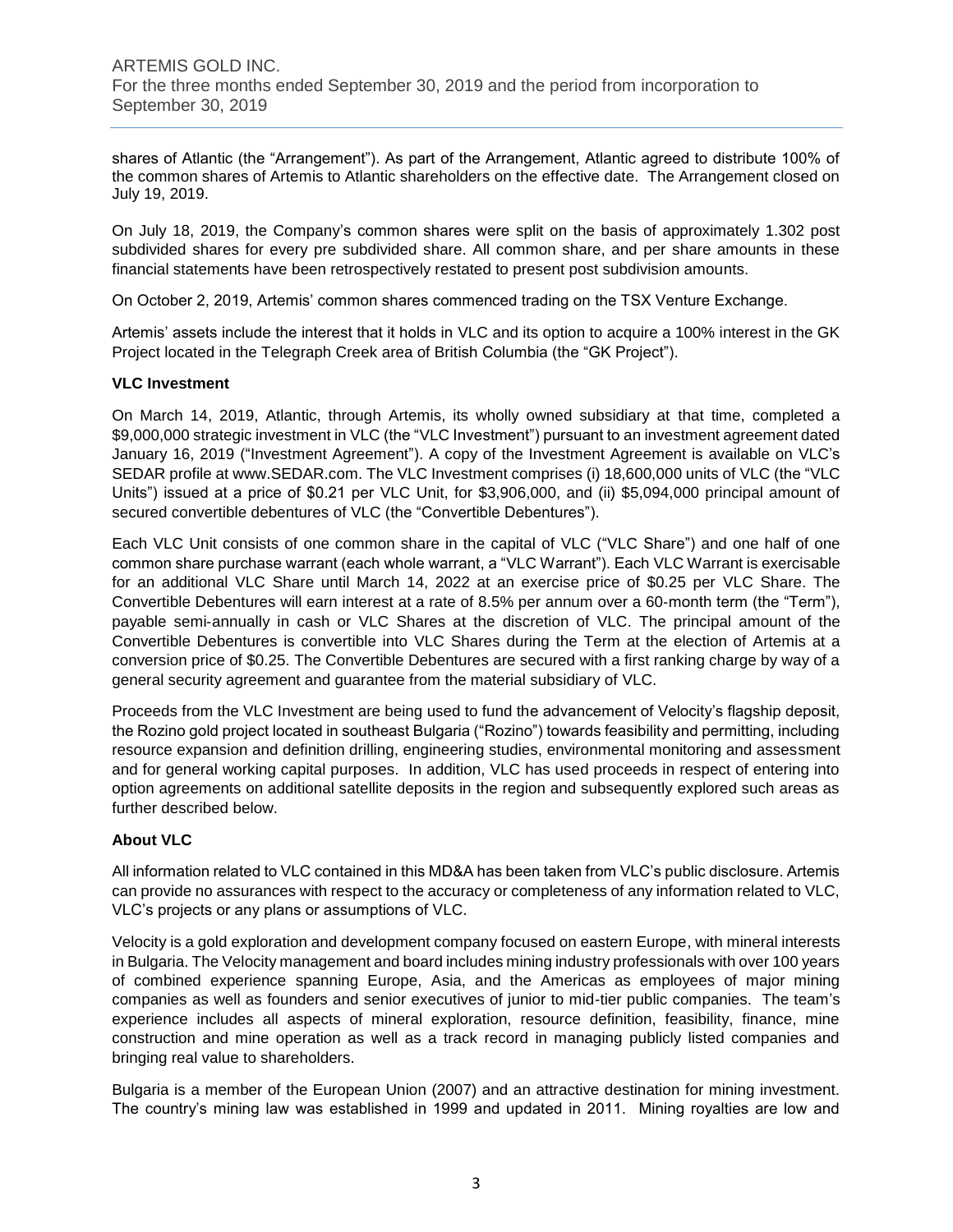shares of Atlantic (the "Arrangement"). As part of the Arrangement, Atlantic agreed to distribute 100% of the common shares of Artemis to Atlantic shareholders on the effective date. The Arrangement closed on July 19, 2019.

On July 18, 2019, the Company's common shares were split on the basis of approximately 1.302 post subdivided shares for every pre subdivided share. All common share, and per share amounts in these financial statements have been retrospectively restated to present post subdivision amounts.

On October 2, 2019, Artemis' common shares commenced trading on the TSX Venture Exchange.

Artemis' assets include the interest that it holds in VLC and its option to acquire a 100% interest in the GK Project located in the Telegraph Creek area of British Columbia (the "GK Project").

**VLC Investment**

On March 14, 2019, Atlantic, through Artemis, its wholly owned subsidiary at that time, completed a $9,000,000 strategic investment in VLC (the "VLC Investment") pursuant to an investment agreement dated January 16, 2019 ("Investment Agreement"). A copy of the Investment Agreement is available on VLC's SEDAR profile at www.SEDAR.com. The VLC Investment comprises (i) 18,600,000 units of VLC (the "VLC Units") issued at a price of $0.21 per VLC Unit, for $3,906,000, and (ii) $5,094,000 principal amount of secured convertible debentures of VLC (the "Convertible Debentures").

Each VLC Unit consists of one common share in the capital of VLC ("VLC Share") and one half of one common share purchase warrant (each whole warrant, a "VLC Warrant"). Each VLC Warrant is exercisable for an additional VLC Share until March 14, 2022 at an exercise price of $0.25 per VLC Share. The Convertible Debentures will earn interest at a rate of 8.5% per annum over a 60-month term (the "Term"), payable semi-annually in cash or VLC Shares at the discretion of VLC. The principal amount of the Convertible Debentures is convertible into VLC Shares during the Term at the election of Artemis at a conversion price of $0.25. The Convertible Debentures are secured with a first ranking charge by way of a general security agreement and guarantee from the material subsidiary of VLC.

Proceeds from the VLC Investment are being used to fund the advancement of Velocity's flagship deposit, the Rozino gold project located in southeast Bulgaria ("Rozino") towards feasibility and permitting, including resource expansion and definition drilling, engineering studies, environmental monitoring and assessment and for general working capital purposes. In addition, VLC has used proceeds in respect of entering into option agreements on additional satellite deposits in the region and subsequently explored such areas as further described below.

**About VLC**

All information related to VLC contained in this MD&A has been taken from VLC's public disclosure. Artemis can provide no assurances with respect to the accuracy or completeness of any information related to VLC, VLC's projects or any plans or assumptions of VLC.

Velocity is a gold exploration and development company focused on eastern Europe, with mineral interests in Bulgaria. The Velocity management and board includes mining industry professionals with over 100 years of combined experience spanning Europe, Asia, and the Americas as employees of major mining companies as well as founders and senior executives of junior to mid-tier public companies. The team's experience includes all aspects of mineral exploration, resource definition, feasibility, finance, mine construction and mine operation as well as a track record in managing publicly listed companies and bringing real value to shareholders.

Bulgaria is a member of the European Union (2007) and an attractive destination for mining investment. The country's mining law was established in 1999 and updated in 2011. Mining royalties are low and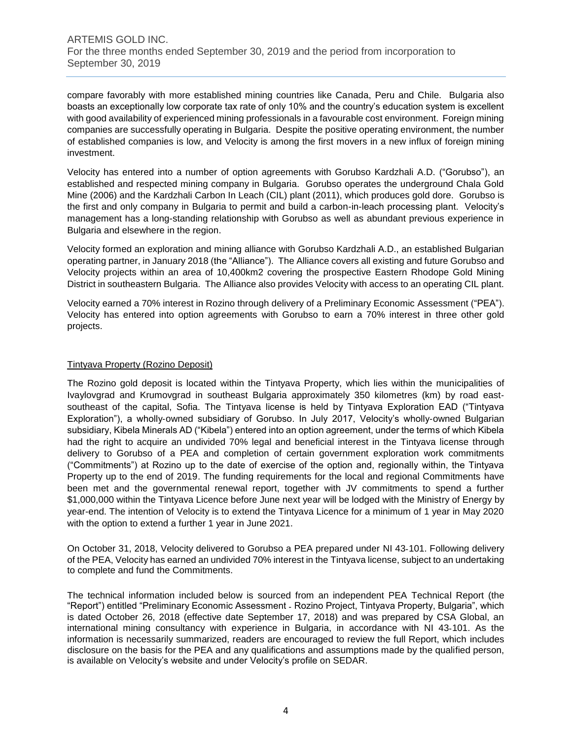compare favorably with more established mining countries like Canada, Peru and Chile. Bulgaria also boasts an exceptionally low corporate tax rate of only 10% and the country's education system is excellent with good availability of experienced mining professionals in a favourable cost environment. Foreign mining companies are successfully operating in Bulgaria. Despite the positive operating environment, the number of established companies is low, and Velocity is among the first movers in a new influx of foreign mining investment.

Velocity has entered into a number of option agreements with Gorubso Kardzhali A.D. ("Gorubso"), an established and respected mining company in Bulgaria. Gorubso operates the underground Chala Gold Mine (2006) and the Kardzhali Carbon In Leach (CIL) plant (2011), which produces gold dore. Gorubso is the first and only company in Bulgaria to permit and build a carbon-in-leach processing plant. Velocity's management has a long-standing relationship with Gorubso as well as abundant previous experience in Bulgaria and elsewhere in the region.

Velocity formed an exploration and mining alliance with Gorubso Kardzhali A.D., an established Bulgarian operating partner, in January 2018 (the "Alliance"). The Alliance covers all existing and future Gorubso and Velocity projects within an area of 10,400km2 covering the prospective Eastern Rhodope Gold Mining District in southeastern Bulgaria. The Alliance also provides Velocity with access to an operating CIL plant.

Velocity earned a 70% interest in Rozino through delivery of a Preliminary Economic Assessment ("PEA"). Velocity has entered into option agreements with Gorubso to earn a 70% interest in three other gold projects.

## Tintyava Property (Rozino Deposit)

The Rozino gold deposit is located within the Tintyava Property, which lies within the municipalities of Ivaylovgrad and Krumovgrad in southeast Bulgaria approximately 350 kilometres (km) by road east-southeast of the capital, Sofia. The Tintyava license is held by Tintyava Exploration EAD ("Tintyava Exploration"), a wholly-owned subsidiary of Gorubso. In July 2017, Velocity's wholly-owned Bulgarian subsidiary, Kibela Minerals AD ("Kibela") entered into an option agreement, under the terms of which Kibela had the right to acquire an undivided 70% legal and beneficial interest in the Tintyava license through delivery to Gorubso of a PEA and completion of certain government exploration work commitments ("Commitments") at Rozino up to the date of exercise of the option and, regionally within, the Tintyava Property up to the end of 2019. The funding requirements for the local and regional Commitments have been met and the governmental renewal report, together with JV commitments to spend a further $1,000,000 within the Tintyava Licence before June next year will be lodged with the Ministry of Energy by year-end. The intention of Velocity is to extend the Tintyava Licence for a minimum of 1 year in May 2020 with the option to extend a further 1 year in June 2021.

On October 31, 2018, Velocity delivered to Gorubso a PEA prepared under NI 43-101. Following delivery of the PEA, Velocity has earned an undivided 70% interest in the Tintyava license, subject to an undertaking to complete and fund the Commitments.

The technical information included below is sourced from an independent PEA Technical Report (the "Report") entitled "Preliminary Economic Assessment - Rozino Project, Tintyava Property, Bulgaria", which is dated October 26, 2018 (effective date September 17, 2018) and was prepared by CSA Global, an international mining consultancy with experience in Bulgaria, in accordance with NI 43-101. As the information is necessarily summarized, readers are encouraged to review the full Report, which includes disclosure on the basis for the PEA and any qualifications and assumptions made by the qualified person, is available on Velocity's website and under Velocity's profile on SEDAR.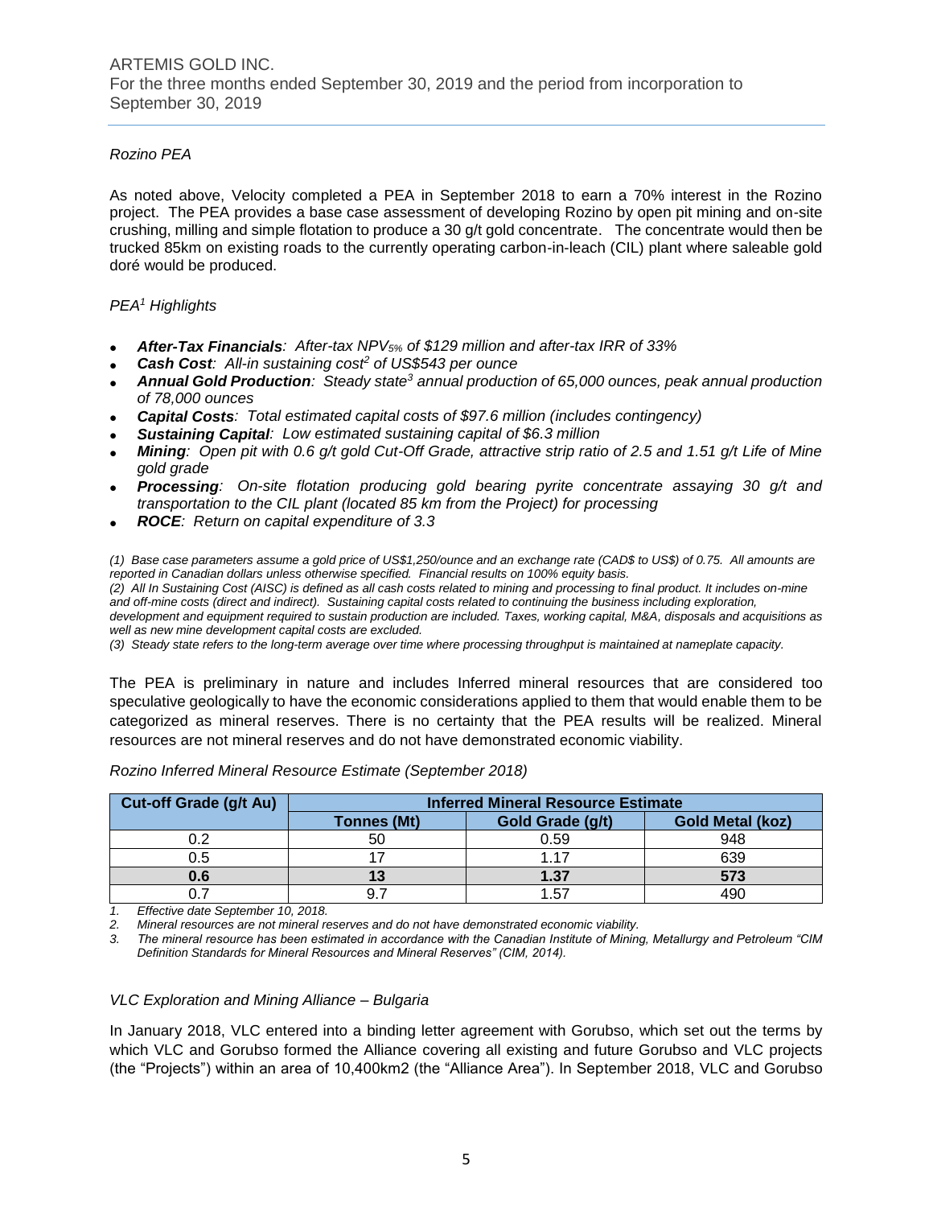*Rozino PEA*

As noted above, Velocity completed a PEA in September 2018 to earn a 70% interest in the Rozino project. The PEA provides a base case assessment of developing Rozino by open pit mining and on-site crushing, milling and simple flotation to produce a 30 g/t gold concentrate. The concentrate would then be trucked 85km on existing roads to the currently operating carbon-in-leach (CIL) plant where saleable gold doré would be produced.

*PEA[1] Highlights*

- ***After-Tax Financials****: After-tax* $NPV_{5\%}$ *of $129 million and after-tax IRR of 33%*
- ***Cash Cost****: All-in sustaining cost[2] of US$543 per ounce*
- ***Annual Gold Production****: Steady state[3] annual production of 65,000 ounces, peak annual production of 78,000 ounces*
- ***Capital Costs****: Total estimated capital costs of $97.6 million (includes contingency)*
- ***Sustaining Capital****: Low estimated sustaining capital of $6.3 million*
- ***Mining****: Open pit with 0.6 g/t gold Cut-Off Grade, attractive strip ratio of 2.5 and 1.51 g/t Life of Mine gold grade*
- ***Processing****: On-site flotation producing gold bearing pyrite concentrate assaying 30 g/t and transportation to the CIL plant (located 85 km from the Project) for processing*
- ***ROCE****: Return on capital expenditure of 3.3*

*(1) Base case parameters assume a gold price of US$1,250/ounce and an exchange rate (CAD$ to US$) of 0.75. All amounts are reported in Canadian dollars unless otherwise specified. Financial results on 100% equity basis.*
*(2) All In Sustaining Cost (AISC) is defined as all cash costs related to mining and processing to final product. It includes on-mine and off-mine costs (direct and indirect). Sustaining capital costs related to continuing the business including exploration, development and equipment required to sustain production are included. Taxes, working capital, M&A, disposals and acquisitions as well as new mine development capital costs are excluded.*
*(3) Steady state refers to the long-term average over time where processing throughput is maintained at nameplate capacity.*

The PEA is preliminary in nature and includes Inferred mineral resources that are considered too speculative geologically to have the economic considerations applied to them that would enable them to be categorized as mineral reserves. There is no certainty that the PEA results will be realized. Mineral resources are not mineral reserves and do not have demonstrated economic viability.

*Rozino Inferred Mineral Resource Estimate (September 2018)*

| Cut-off Grade (g/t Au) | Inferred Mineral Resource Estimate | | |
|---|---|---|---|
| | Tonnes (Mt) | Gold Grade (g/t) | Gold Metal (koz) |
| 0.2 | 50 | 0.59 | 948 |
| 0.5 | 17 | 1.17 | 639 |
| **0.6** | **13** | **1.37** | **573** |
| 0.7 | 9.7 | 1.57 | 490 |

*1. Effective date September 10, 2018.*
*2. Mineral resources are not mineral reserves and do not have demonstrated economic viability.*
*3. The mineral resource has been estimated in accordance with the Canadian Institute of Mining, Metallurgy and Petroleum "CIM Definition Standards for Mineral Resources and Mineral Reserves" (CIM, 2014).*

*VLC Exploration and Mining Alliance – Bulgaria*

In January 2018, VLC entered into a binding letter agreement with Gorubso, which set out the terms by which VLC and Gorubso formed the Alliance covering all existing and future Gorubso and VLC projects (the "Projects") within an area of 10,400km2 (the "Alliance Area"). In September 2018, VLC and Gorubso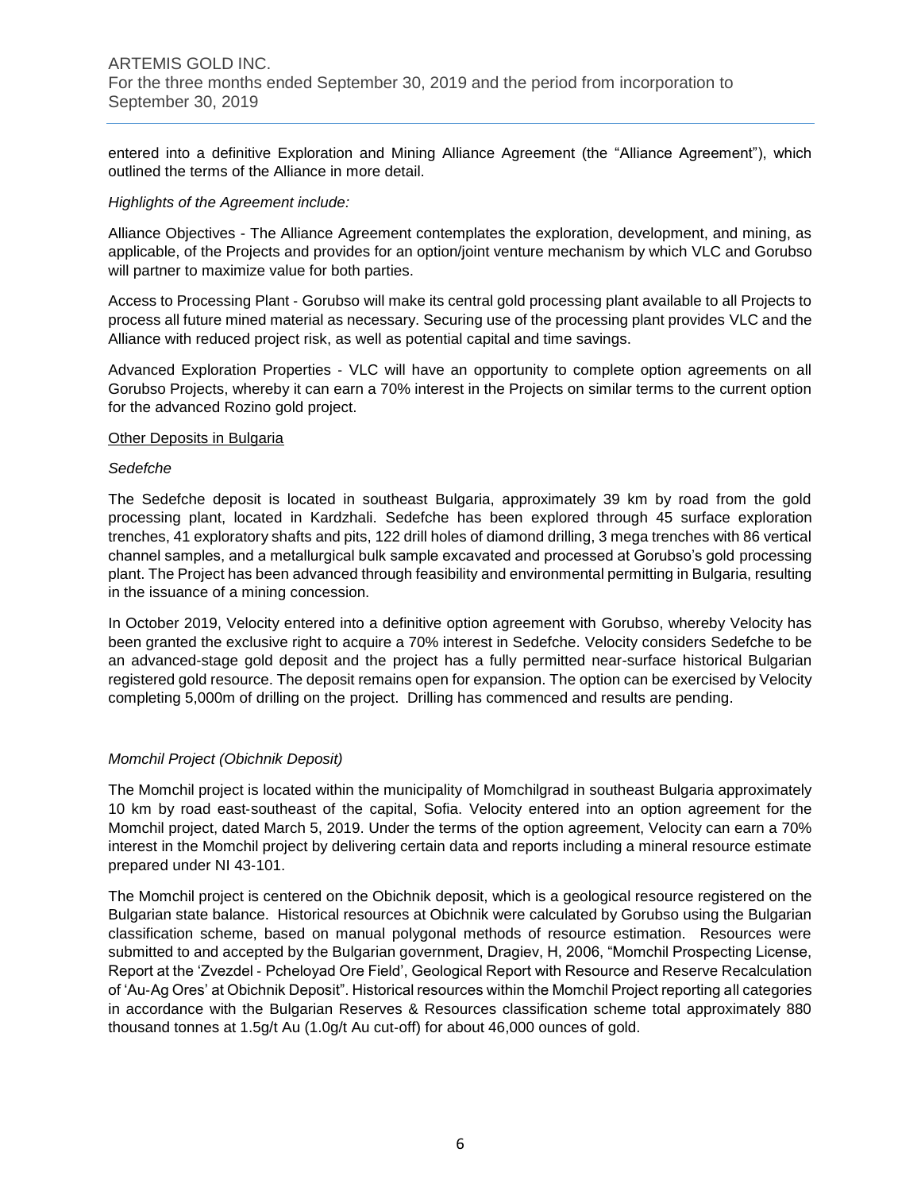entered into a definitive Exploration and Mining Alliance Agreement (the "Alliance Agreement"), which outlined the terms of the Alliance in more detail.

*Highlights of the Agreement include:*

Alliance Objectives - The Alliance Agreement contemplates the exploration, development, and mining, as applicable, of the Projects and provides for an option/joint venture mechanism by which VLC and Gorubso will partner to maximize value for both parties.

Access to Processing Plant - Gorubso will make its central gold processing plant available to all Projects to process all future mined material as necessary. Securing use of the processing plant provides VLC and the Alliance with reduced project risk, as well as potential capital and time savings.

Advanced Exploration Properties - VLC will have an opportunity to complete option agreements on all Gorubso Projects, whereby it can earn a 70% interest in the Projects on similar terms to the current option for the advanced Rozino gold project.

Other Deposits in Bulgaria

*Sedefche*

The Sedefche deposit is located in southeast Bulgaria, approximately 39 km by road from the gold processing plant, located in Kardzhali. Sedefche has been explored through 45 surface exploration trenches, 41 exploratory shafts and pits, 122 drill holes of diamond drilling, 3 mega trenches with 86 vertical channel samples, and a metallurgical bulk sample excavated and processed at Gorubso's gold processing plant. The Project has been advanced through feasibility and environmental permitting in Bulgaria, resulting in the issuance of a mining concession.

In October 2019, Velocity entered into a definitive option agreement with Gorubso, whereby Velocity has been granted the exclusive right to acquire a 70% interest in Sedefche. Velocity considers Sedefche to be an advanced-stage gold deposit and the project has a fully permitted near-surface historical Bulgarian registered gold resource. The deposit remains open for expansion. The option can be exercised by Velocity completing 5,000m of drilling on the project. Drilling has commenced and results are pending.

*Momchil Project (Obichnik Deposit)*

The Momchil project is located within the municipality of Momchilgrad in southeast Bulgaria approximately 10 km by road east-southeast of the capital, Sofia. Velocity entered into an option agreement for the Momchil project, dated March 5, 2019. Under the terms of the option agreement, Velocity can earn a 70% interest in the Momchil project by delivering certain data and reports including a mineral resource estimate prepared under NI 43-101.

The Momchil project is centered on the Obichnik deposit, which is a geological resource registered on the Bulgarian state balance. Historical resources at Obichnik were calculated by Gorubso using the Bulgarian classification scheme, based on manual polygonal methods of resource estimation. Resources were submitted to and accepted by the Bulgarian government, Dragiev, H, 2006, "Momchil Prospecting License, Report at the 'Zvezdel - Pcheloyad Ore Field', Geological Report with Resource and Reserve Recalculation of 'Au-Ag Ores' at Obichnik Deposit". Historical resources within the Momchil Project reporting all categories in accordance with the Bulgarian Reserves & Resources classification scheme total approximately 880 thousand tonnes at 1.5g/t Au (1.0g/t Au cut-off) for about 46,000 ounces of gold.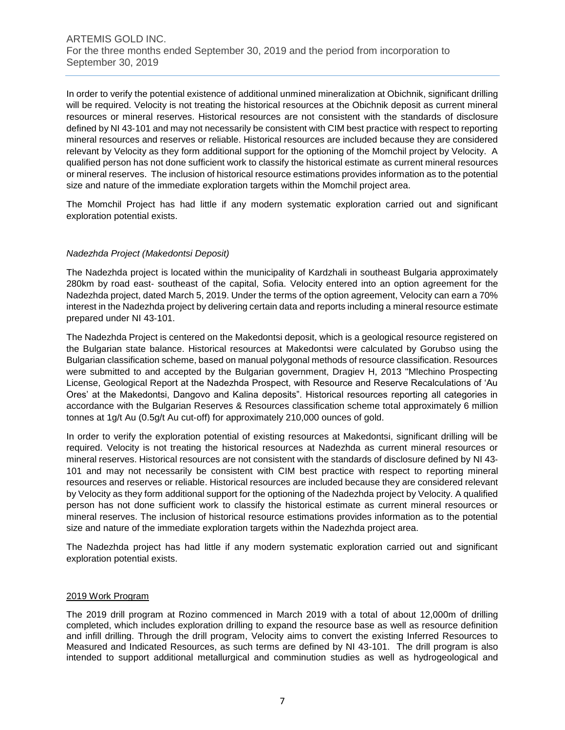In order to verify the potential existence of additional unmined mineralization at Obichnik, significant drilling will be required. Velocity is not treating the historical resources at the Obichnik deposit as current mineral resources or mineral reserves. Historical resources are not consistent with the standards of disclosure defined by NI 43-101 and may not necessarily be consistent with CIM best practice with respect to reporting mineral resources and reserves or reliable. Historical resources are included because they are considered relevant by Velocity as they form additional support for the optioning of the Momchil project by Velocity. A qualified person has not done sufficient work to classify the historical estimate as current mineral resources or mineral reserves. The inclusion of historical resource estimations provides information as to the potential size and nature of the immediate exploration targets within the Momchil project area.

The Momchil Project has had little if any modern systematic exploration carried out and significant exploration potential exists.

*Nadezhda Project (Makedontsi Deposit)*

The Nadezhda project is located within the municipality of Kardzhali in southeast Bulgaria approximately 280km by road east- southeast of the capital, Sofia. Velocity entered into an option agreement for the Nadezhda project, dated March 5, 2019. Under the terms of the option agreement, Velocity can earn a 70% interest in the Nadezhda project by delivering certain data and reports including a mineral resource estimate prepared under NI 43-101.

The Nadezhda Project is centered on the Makedontsi deposit, which is a geological resource registered on the Bulgarian state balance. Historical resources at Makedontsi were calculated by Gorubso using the Bulgarian classification scheme, based on manual polygonal methods of resource classification. Resources were submitted to and accepted by the Bulgarian government, Dragiev H, 2013 "Mlechino Prospecting License, Geological Report at the Nadezhda Prospect, with Resource and Reserve Recalculations of 'Au Ores' at the Makedontsi, Dangovo and Kalina deposits". Historical resources reporting all categories in accordance with the Bulgarian Reserves & Resources classification scheme total approximately 6 million tonnes at 1g/t Au (0.5g/t Au cut-off) for approximately 210,000 ounces of gold.

In order to verify the exploration potential of existing resources at Makedontsi, significant drilling will be required. Velocity is not treating the historical resources at Nadezhda as current mineral resources or mineral reserves. Historical resources are not consistent with the standards of disclosure defined by NI 43-101 and may not necessarily be consistent with CIM best practice with respect to reporting mineral resources and reserves or reliable. Historical resources are included because they are considered relevant by Velocity as they form additional support for the optioning of the Nadezhda project by Velocity. A qualified person has not done sufficient work to classify the historical estimate as current mineral resources or mineral reserves. The inclusion of historical resource estimations provides information as to the potential size and nature of the immediate exploration targets within the Nadezhda project area.

The Nadezhda project has had little if any modern systematic exploration carried out and significant exploration potential exists.

## 2019 Work Program

The 2019 drill program at Rozino commenced in March 2019 with a total of about 12,000m of drilling completed, which includes exploration drilling to expand the resource base as well as resource definition and infill drilling. Through the drill program, Velocity aims to convert the existing Inferred Resources to Measured and Indicated Resources, as such terms are defined by NI 43-101. The drill program is also intended to support additional metallurgical and comminution studies as well as hydrogeological and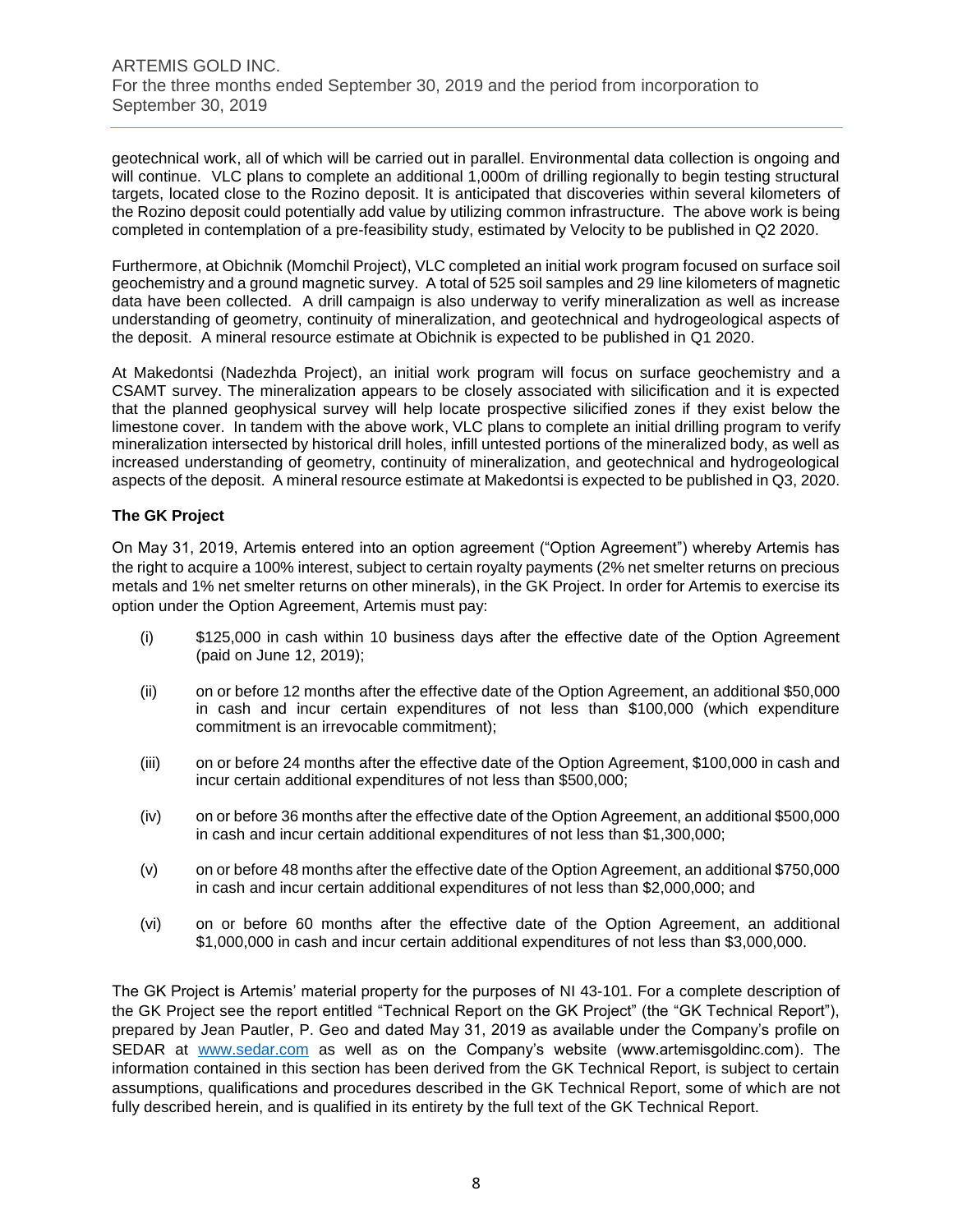geotechnical work, all of which will be carried out in parallel. Environmental data collection is ongoing and will continue. VLC plans to complete an additional 1,000m of drilling regionally to begin testing structural targets, located close to the Rozino deposit. It is anticipated that discoveries within several kilometers of the Rozino deposit could potentially add value by utilizing common infrastructure. The above work is being completed in contemplation of a pre-feasibility study, estimated by Velocity to be published in Q2 2020.

Furthermore, at Obichnik (Momchil Project), VLC completed an initial work program focused on surface soil geochemistry and a ground magnetic survey. A total of 525 soil samples and 29 line kilometers of magnetic data have been collected. A drill campaign is also underway to verify mineralization as well as increase understanding of geometry, continuity of mineralization, and geotechnical and hydrogeological aspects of the deposit. A mineral resource estimate at Obichnik is expected to be published in Q1 2020.

At Makedontsi (Nadezhda Project), an initial work program will focus on surface geochemistry and a CSAMT survey. The mineralization appears to be closely associated with silicification and it is expected that the planned geophysical survey will help locate prospective silicified zones if they exist below the limestone cover. In tandem with the above work, VLC plans to complete an initial drilling program to verify mineralization intersected by historical drill holes, infill untested portions of the mineralized body, as well as increased understanding of geometry, continuity of mineralization, and geotechnical and hydrogeological aspects of the deposit. A mineral resource estimate at Makedontsi is expected to be published in Q3, 2020.

**The GK Project**

On May 31, 2019, Artemis entered into an option agreement ("Option Agreement") whereby Artemis has the right to acquire a 100% interest, subject to certain royalty payments (2% net smelter returns on precious metals and 1% net smelter returns on other minerals), in the GK Project. In order for Artemis to exercise its option under the Option Agreement, Artemis must pay:

(i) $125,000 in cash within 10 business days after the effective date of the Option Agreement (paid on June 12, 2019);

(ii) on or before 12 months after the effective date of the Option Agreement, an additional $50,000 in cash and incur certain expenditures of not less than $100,000 (which expenditure commitment is an irrevocable commitment);

(iii) on or before 24 months after the effective date of the Option Agreement, $100,000 in cash and incur certain additional expenditures of not less than $500,000;

(iv) on or before 36 months after the effective date of the Option Agreement, an additional $500,000 in cash and incur certain additional expenditures of not less than $1,300,000;

(v) on or before 48 months after the effective date of the Option Agreement, an additional $750,000 in cash and incur certain additional expenditures of not less than $2,000,000; and

(vi) on or before 60 months after the effective date of the Option Agreement, an additional $1,000,000 in cash and incur certain additional expenditures of not less than $3,000,000.

The GK Project is Artemis' material property for the purposes of NI 43-101. For a complete description of the GK Project see the report entitled "Technical Report on the GK Project" (the "GK Technical Report"), prepared by Jean Pautler, P. Geo and dated May 31, 2019 as available under the Company's profile on SEDAR at www.sedar.com as well as on the Company's website (www.artemisgoldinc.com). The information contained in this section has been derived from the GK Technical Report, is subject to certain assumptions, qualifications and procedures described in the GK Technical Report, some of which are not fully described herein, and is qualified in its entirety by the full text of the GK Technical Report.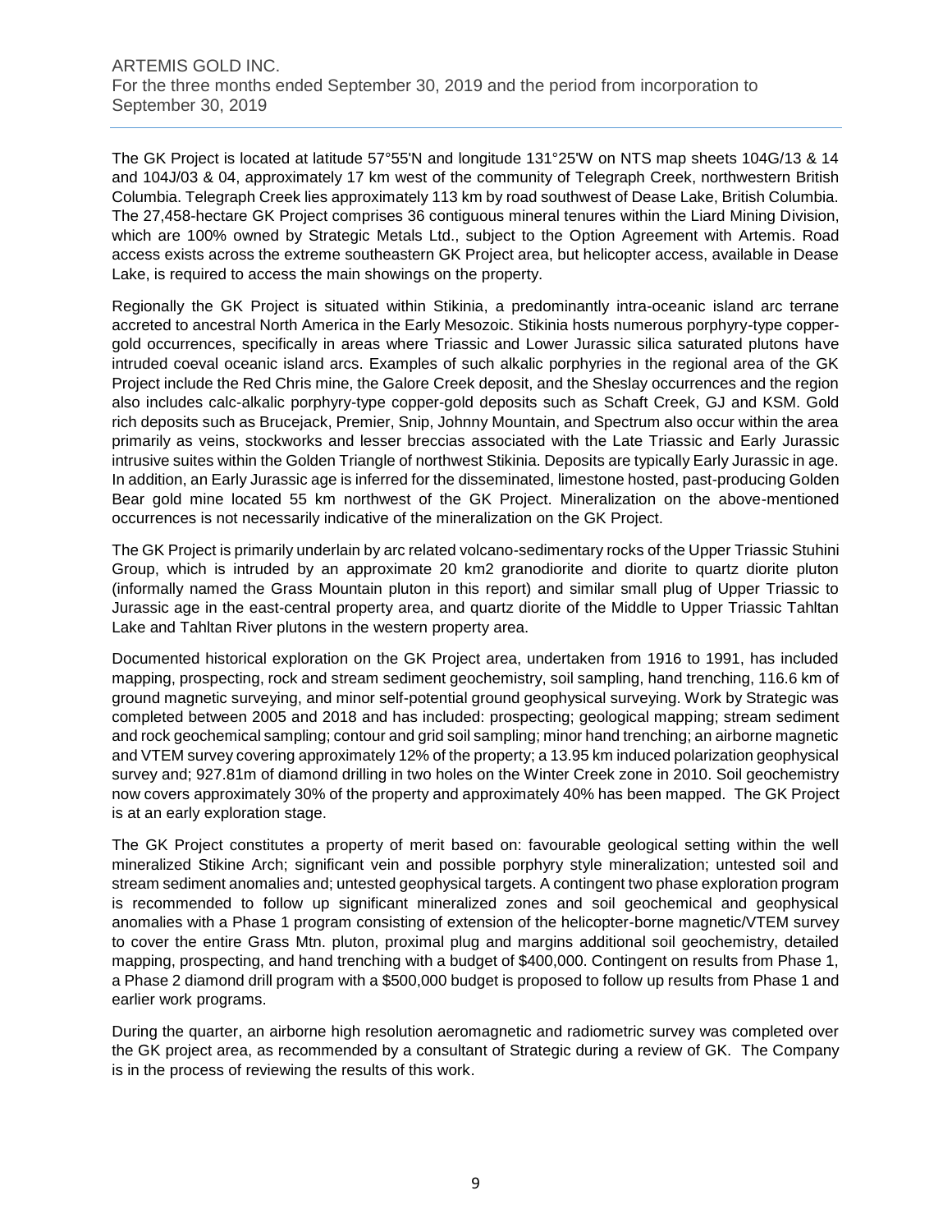The GK Project is located at latitude 57°55'N and longitude 131°25'W on NTS map sheets 104G/13 & 14 and 104J/03 & 04, approximately 17 km west of the community of Telegraph Creek, northwestern British Columbia. Telegraph Creek lies approximately 113 km by road southwest of Dease Lake, British Columbia. The 27,458-hectare GK Project comprises 36 contiguous mineral tenures within the Liard Mining Division, which are 100% owned by Strategic Metals Ltd., subject to the Option Agreement with Artemis. Road access exists across the extreme southeastern GK Project area, but helicopter access, available in Dease Lake, is required to access the main showings on the property.

Regionally the GK Project is situated within Stikinia, a predominantly intra-oceanic island arc terrane accreted to ancestral North America in the Early Mesozoic. Stikinia hosts numerous porphyry-type copper-gold occurrences, specifically in areas where Triassic and Lower Jurassic silica saturated plutons have intruded coeval oceanic island arcs. Examples of such alkalic porphyries in the regional area of the GK Project include the Red Chris mine, the Galore Creek deposit, and the Sheslay occurrences and the region also includes calc-alkalic porphyry-type copper-gold deposits such as Schaft Creek, GJ and KSM. Gold rich deposits such as Brucejack, Premier, Snip, Johnny Mountain, and Spectrum also occur within the area primarily as veins, stockworks and lesser breccias associated with the Late Triassic and Early Jurassic intrusive suites within the Golden Triangle of northwest Stikinia. Deposits are typically Early Jurassic in age. In addition, an Early Jurassic age is inferred for the disseminated, limestone hosted, past-producing Golden Bear gold mine located 55 km northwest of the GK Project. Mineralization on the above-mentioned occurrences is not necessarily indicative of the mineralization on the GK Project.

The GK Project is primarily underlain by arc related volcano-sedimentary rocks of the Upper Triassic Stuhini Group, which is intruded by an approximate 20 km2 granodiorite and diorite to quartz diorite pluton (informally named the Grass Mountain pluton in this report) and similar small plug of Upper Triassic to Jurassic age in the east-central property area, and quartz diorite of the Middle to Upper Triassic Tahltan Lake and Tahltan River plutons in the western property area.

Documented historical exploration on the GK Project area, undertaken from 1916 to 1991, has included mapping, prospecting, rock and stream sediment geochemistry, soil sampling, hand trenching, 116.6 km of ground magnetic surveying, and minor self-potential ground geophysical surveying. Work by Strategic was completed between 2005 and 2018 and has included: prospecting; geological mapping; stream sediment and rock geochemical sampling; contour and grid soil sampling; minor hand trenching; an airborne magnetic and VTEM survey covering approximately 12% of the property; a 13.95 km induced polarization geophysical survey and; 927.81m of diamond drilling in two holes on the Winter Creek zone in 2010. Soil geochemistry now covers approximately 30% of the property and approximately 40% has been mapped. The GK Project is at an early exploration stage.

The GK Project constitutes a property of merit based on: favourable geological setting within the well mineralized Stikine Arch; significant vein and possible porphyry style mineralization; untested soil and stream sediment anomalies and; untested geophysical targets. A contingent two phase exploration program is recommended to follow up significant mineralized zones and soil geochemical and geophysical anomalies with a Phase 1 program consisting of extension of the helicopter-borne magnetic/VTEM survey to cover the entire Grass Mtn. pluton, proximal plug and margins additional soil geochemistry, detailed mapping, prospecting, and hand trenching with a budget of \$400,000. Contingent on results from Phase 1, a Phase 2 diamond drill program with a \$500,000 budget is proposed to follow up results from Phase 1 and earlier work programs.

During the quarter, an airborne high resolution aeromagnetic and radiometric survey was completed over the GK project area, as recommended by a consultant of Strategic during a review of GK. The Company is in the process of reviewing the results of this work.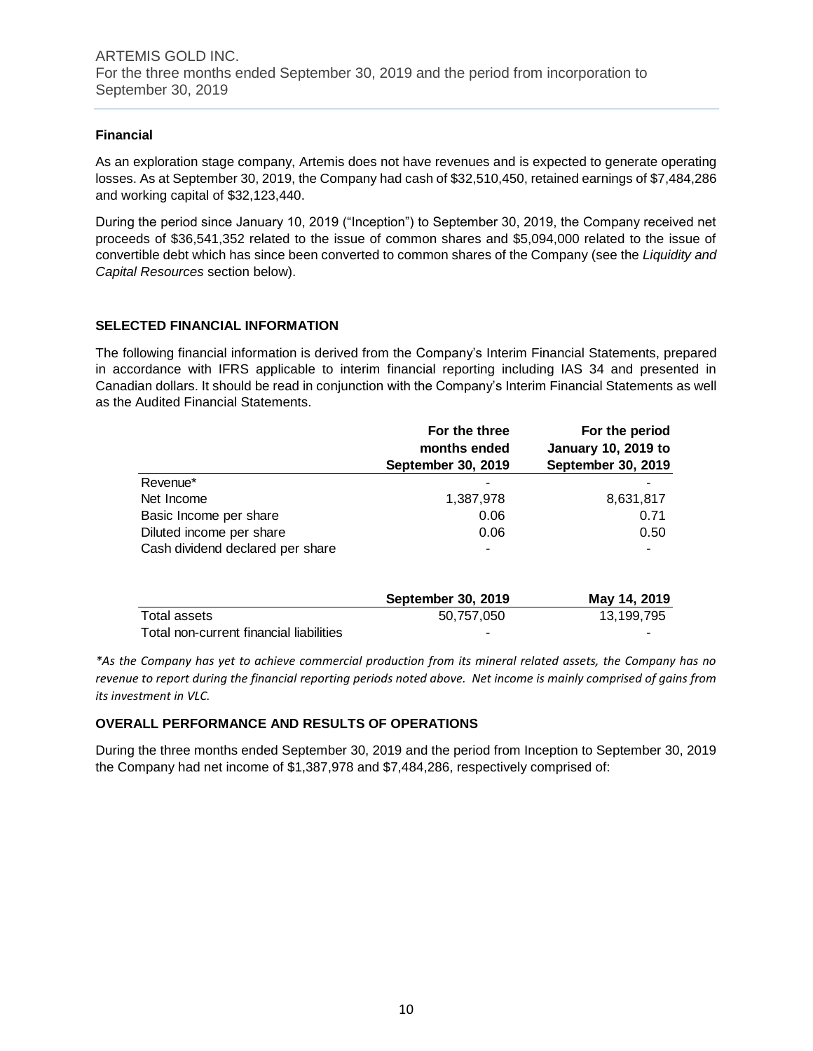### Financial

As an exploration stage company, Artemis does not have revenues and is expected to generate operating losses. As at September 30, 2019, the Company had cash of $32,510,450, retained earnings of $7,484,286 and working capital of $32,123,440.

During the period since January 10, 2019 ("Inception") to September 30, 2019, the Company received net proceeds of $36,541,352 related to the issue of common shares and $5,094,000 related to the issue of convertible debt which has since been converted to common shares of the Company (see the *Liquidity and Capital Resources* section below).

## SELECTED FINANCIAL INFORMATION

The following financial information is derived from the Company's Interim Financial Statements, prepared in accordance with IFRS applicable to interim financial reporting including IAS 34 and presented in Canadian dollars. It should be read in conjunction with the Company's Interim Financial Statements as well as the Audited Financial Statements.

| | For the three months ended September 30, 2019 | For the period January 10, 2019 to September 30, 2019 |
|---|---|---|
| Revenue* | - | - |
| Net Income | 1,387,978 | 8,631,817 |
| Basic Income per share | 0.06 | 0.71 |
| Diluted income per share | 0.06 | 0.50 |
| Cash dividend declared per share | - | - |

| | September 30, 2019 | May 14, 2019 |
|---|---|---|
| Total assets | 50,757,050 | 13,199,795 |
| Total non-current financial liabilities | - | - |

*\*As the Company has yet to achieve commercial production from its mineral related assets, the Company has no revenue to report during the financial reporting periods noted above. Net income is mainly comprised of gains from its investment in VLC.*

## OVERALL PERFORMANCE AND RESULTS OF OPERATIONS

During the three months ended September 30, 2019 and the period from Inception to September 30, 2019 the Company had net income of $1,387,978 and $7,484,286, respectively comprised of: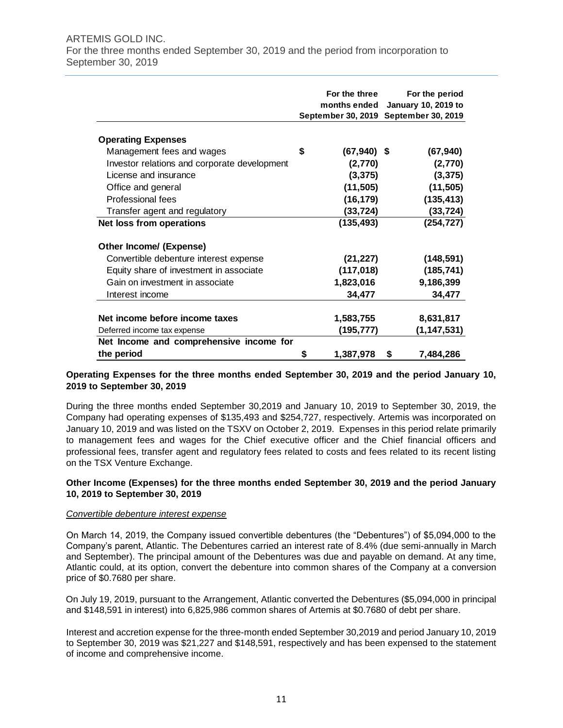ARTEMIS GOLD INC.
For the three months ended September 30, 2019 and the period from incorporation to September 30, 2019

| | For the three months ended September 30, 2019 | For the period January 10, 2019 to September 30, 2019 |
|---|---|---|
| **Operating Expenses** | | |
| Management fees and wages | $ (67,940) | $ (67,940) |
| Investor relations and corporate development | (2,770) | (2,770) |
| License and insurance | (3,375) | (3,375) |
| Office and general | (11,505) | (11,505) |
| Professional fees | (16,179) | (135,413) |
| Transfer agent and regulatory | (33,724) | (33,724) |
| **Net loss from operations** | (135,493) | (254,727) |
| **Other Income/ (Expense)** | | |
| Convertible debenture interest expense | (21,227) | (148,591) |
| Equity share of investment in associate | (117,018) | (185,741) |
| Gain on investment in associate | 1,823,016 | 9,186,399 |
| Interest income | 34,477 | 34,477 |
| **Net income before income taxes** | 1,583,755 | 8,631,817 |
| Deferred income tax expense | (195,777) | (1,147,531) |
| **Net Income and comprehensive income for the period** | $ 1,387,978 | $ 7,484,286 |

**Operating Expenses for the three months ended September 30, 2019 and the period January 10, 2019 to September 30, 2019**

During the three months ended September 30,2019 and January 10, 2019 to September 30, 2019, the Company had operating expenses of $135,493 and $254,727, respectively. Artemis was incorporated on January 10, 2019 and was listed on the TSXV on October 2, 2019. Expenses in this period relate primarily to management fees and wages for the Chief executive officer and the Chief financial officers and professional fees, transfer agent and regulatory fees related to costs and fees related to its recent listing on the TSX Venture Exchange.

**Other Income (Expenses) for the three months ended September 30, 2019 and the period January 10, 2019 to September 30, 2019**

*Convertible debenture interest expense*

On March 14, 2019, the Company issued convertible debentures (the "Debentures") of $5,094,000 to the Company's parent, Atlantic. The Debentures carried an interest rate of 8.4% (due semi-annually in March and September). The principal amount of the Debentures was due and payable on demand. At any time, Atlantic could, at its option, convert the debenture into common shares of the Company at a conversion price of $0.7680 per share.

On July 19, 2019, pursuant to the Arrangement, Atlantic converted the Debentures ($5,094,000 in principal and $148,591 in interest) into 6,825,986 common shares of Artemis at $0.7680 of debt per share.

Interest and accretion expense for the three-month ended September 30,2019 and period January 10, 2019 to September 30, 2019 was $21,227 and $148,591, respectively and has been expensed to the statement of income and comprehensive income.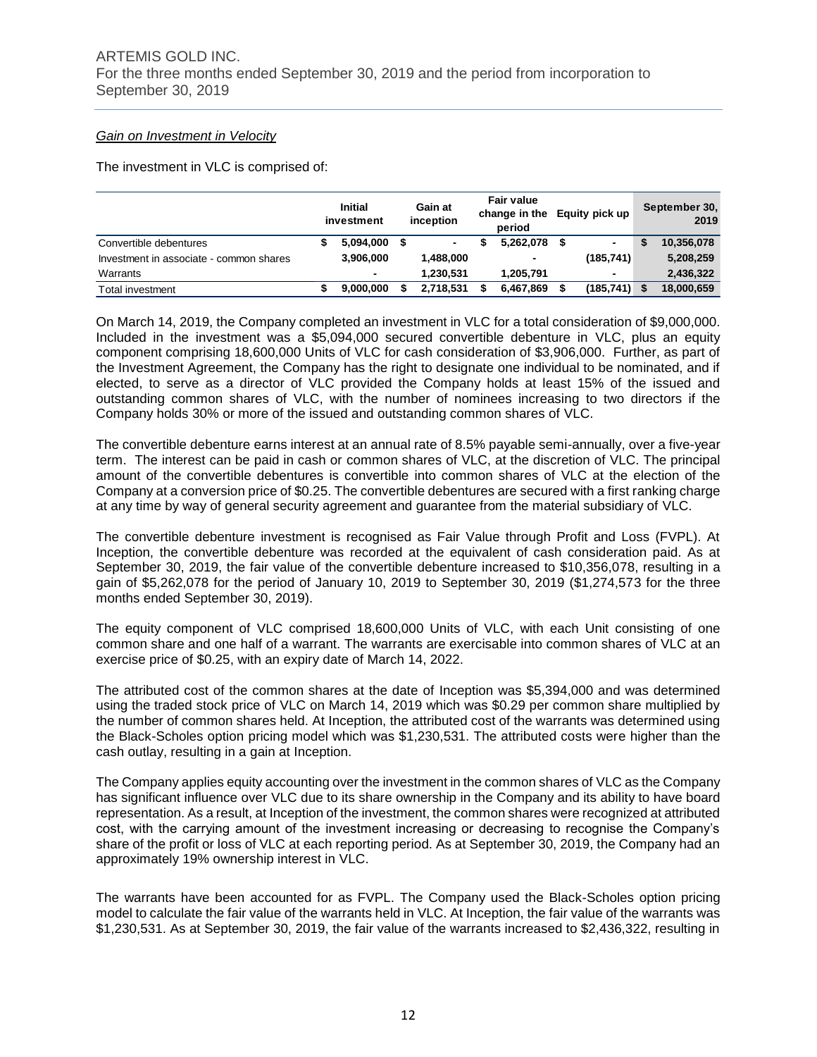*Gain on Investment in Velocity*

The investment in VLC is comprised of:

| | Initial investment | Gain at inception | Fair value change in the period | Equity pick up | September 30, 2019 |
|---|---|---|---|---|---|
| Convertible debentures | $ 5,094,000 | $ - | $ 5,262,078 | $ - | $ 10,356,078 |
| Investment in associate - common shares | 3,906,000 | 1,488,000 | - | (185,741) | 5,208,259 |
| Warrants | - | 1,230,531 | 1,205,791 | - | 2,436,322 |
| Total investment | $ 9,000,000 | $ 2,718,531 | $ 6,467,869 | $ (185,741) | $ 18,000,659 |

On March 14, 2019, the Company completed an investment in VLC for a total consideration of $9,000,000. Included in the investment was a $5,094,000 secured convertible debenture in VLC, plus an equity component comprising 18,600,000 Units of VLC for cash consideration of $3,906,000. Further, as part of the Investment Agreement, the Company has the right to designate one individual to be nominated, and if elected, to serve as a director of VLC provided the Company holds at least 15% of the issued and outstanding common shares of VLC, with the number of nominees increasing to two directors if the Company holds 30% or more of the issued and outstanding common shares of VLC.

The convertible debenture earns interest at an annual rate of 8.5% payable semi-annually, over a five-year term. The interest can be paid in cash or common shares of VLC, at the discretion of VLC. The principal amount of the convertible debentures is convertible into common shares of VLC at the election of the Company at a conversion price of $0.25. The convertible debentures are secured with a first ranking charge at any time by way of general security agreement and guarantee from the material subsidiary of VLC.

The convertible debenture investment is recognised as Fair Value through Profit and Loss (FVPL). At Inception, the convertible debenture was recorded at the equivalent of cash consideration paid. As at September 30, 2019, the fair value of the convertible debenture increased to $10,356,078, resulting in a gain of $5,262,078 for the period of January 10, 2019 to September 30, 2019 ($1,274,573 for the three months ended September 30, 2019).

The equity component of VLC comprised 18,600,000 Units of VLC, with each Unit consisting of one common share and one half of a warrant. The warrants are exercisable into common shares of VLC at an exercise price of $0.25, with an expiry date of March 14, 2022.

The attributed cost of the common shares at the date of Inception was $5,394,000 and was determined using the traded stock price of VLC on March 14, 2019 which was $0.29 per common share multiplied by the number of common shares held. At Inception, the attributed cost of the warrants was determined using the Black-Scholes option pricing model which was $1,230,531. The attributed costs were higher than the cash outlay, resulting in a gain at Inception.

The Company applies equity accounting over the investment in the common shares of VLC as the Company has significant influence over VLC due to its share ownership in the Company and its ability to have board representation. As a result, at Inception of the investment, the common shares were recognized at attributed cost, with the carrying amount of the investment increasing or decreasing to recognise the Company's share of the profit or loss of VLC at each reporting period. As at September 30, 2019, the Company had an approximately 19% ownership interest in VLC.

The warrants have been accounted for as FVPL. The Company used the Black-Scholes option pricing model to calculate the fair value of the warrants held in VLC. At Inception, the fair value of the warrants was $1,230,531. As at September 30, 2019, the fair value of the warrants increased to $2,436,322, resulting in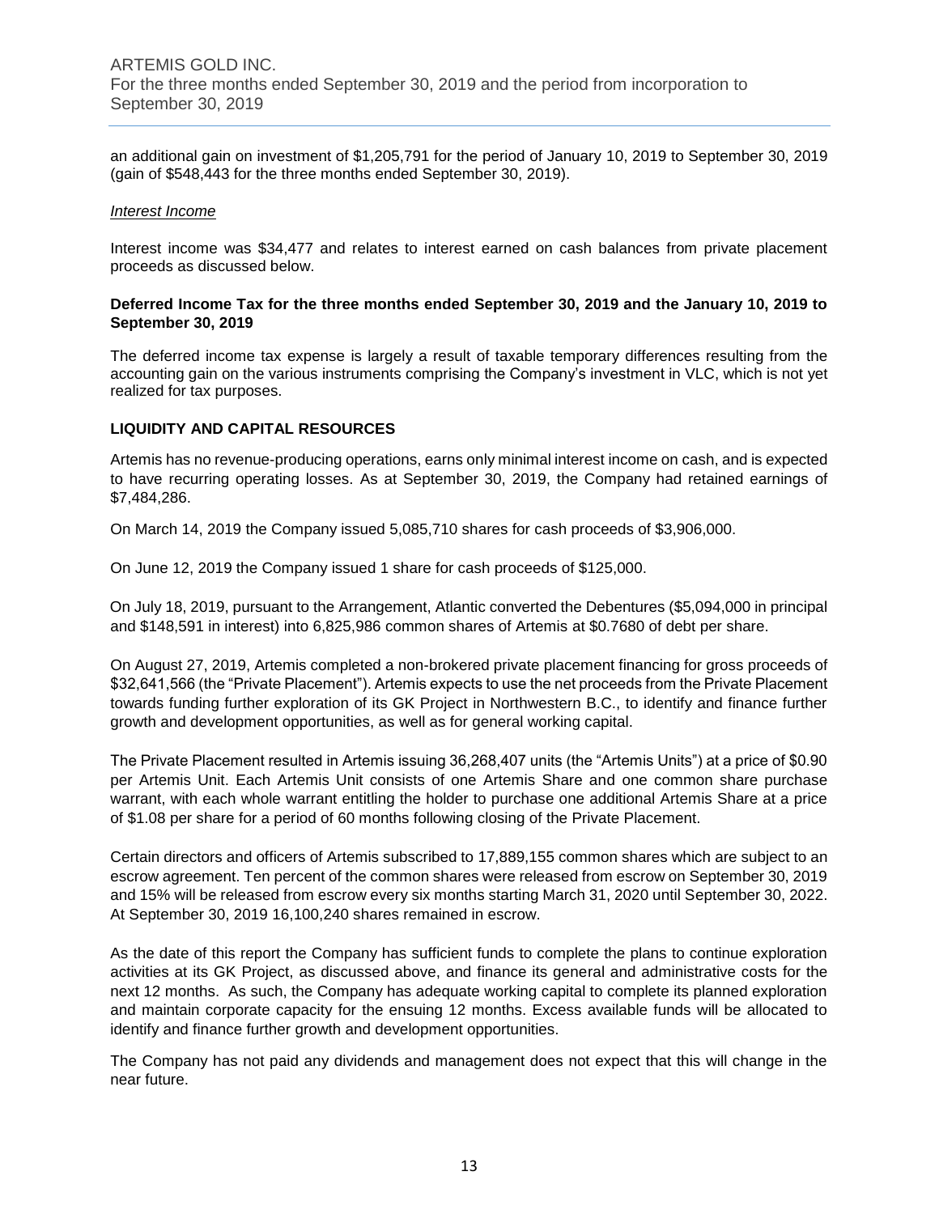an additional gain on investment of $1,205,791 for the period of January 10, 2019 to September 30, 2019 (gain of $548,443 for the three months ended September 30, 2019).

*Interest Income*

Interest income was $34,477 and relates to interest earned on cash balances from private placement proceeds as discussed below.

**Deferred Income Tax for the three months ended September 30, 2019 and the January 10, 2019 to September 30, 2019**

The deferred income tax expense is largely a result of taxable temporary differences resulting from the accounting gain on the various instruments comprising the Company's investment in VLC, which is not yet realized for tax purposes.

## LIQUIDITY AND CAPITAL RESOURCES

Artemis has no revenue-producing operations, earns only minimal interest income on cash, and is expected to have recurring operating losses. As at September 30, 2019, the Company had retained earnings of $7,484,286.

On March 14, 2019 the Company issued 5,085,710 shares for cash proceeds of $3,906,000.

On June 12, 2019 the Company issued 1 share for cash proceeds of $125,000.

On July 18, 2019, pursuant to the Arrangement, Atlantic converted the Debentures ($5,094,000 in principal and $148,591 in interest) into 6,825,986 common shares of Artemis at $0.7680 of debt per share.

On August 27, 2019, Artemis completed a non-brokered private placement financing for gross proceeds of $32,641,566 (the "Private Placement"). Artemis expects to use the net proceeds from the Private Placement towards funding further exploration of its GK Project in Northwestern B.C., to identify and finance further growth and development opportunities, as well as for general working capital.

The Private Placement resulted in Artemis issuing 36,268,407 units (the "Artemis Units") at a price of $0.90 per Artemis Unit. Each Artemis Unit consists of one Artemis Share and one common share purchase warrant, with each whole warrant entitling the holder to purchase one additional Artemis Share at a price of $1.08 per share for a period of 60 months following closing of the Private Placement.

Certain directors and officers of Artemis subscribed to 17,889,155 common shares which are subject to an escrow agreement. Ten percent of the common shares were released from escrow on September 30, 2019 and 15% will be released from escrow every six months starting March 31, 2020 until September 30, 2022. At September 30, 2019 16,100,240 shares remained in escrow.

As the date of this report the Company has sufficient funds to complete the plans to continue exploration activities at its GK Project, as discussed above, and finance its general and administrative costs for the next 12 months. As such, the Company has adequate working capital to complete its planned exploration and maintain corporate capacity for the ensuing 12 months. Excess available funds will be allocated to identify and finance further growth and development opportunities.

The Company has not paid any dividends and management does not expect that this will change in the near future.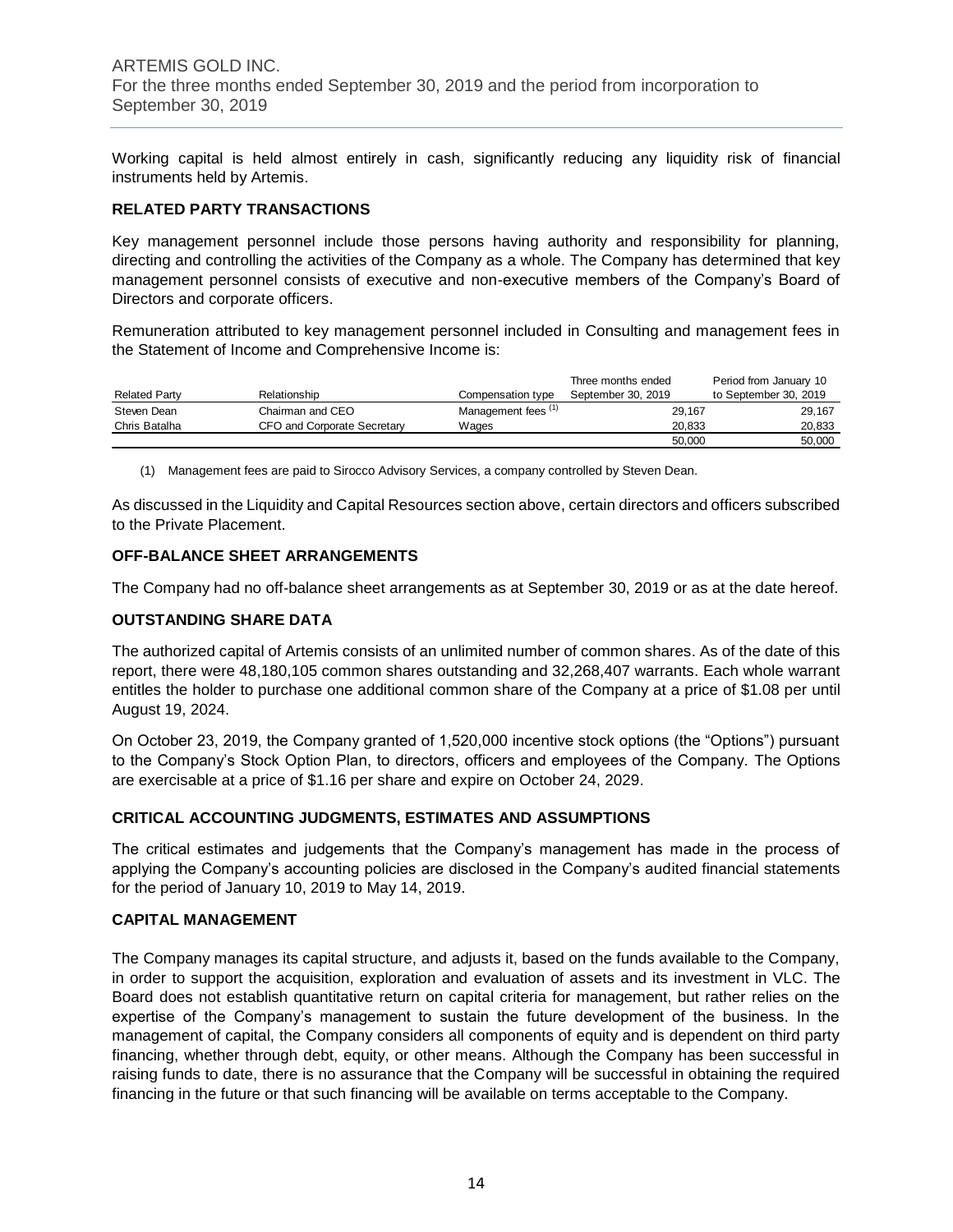Working capital is held almost entirely in cash, significantly reducing any liquidity risk of financial instruments held by Artemis.

## RELATED PARTY TRANSACTIONS

Key management personnel include those persons having authority and responsibility for planning, directing and controlling the activities of the Company as a whole. The Company has determined that key management personnel consists of executive and non-executive members of the Company's Board of Directors and corporate officers.

Remuneration attributed to key management personnel included in Consulting and management fees in the Statement of Income and Comprehensive Income is:

| Related Party | Relationship | Compensation type | Three months ended September 30, 2019 | Period from January 10 to September 30, 2019 |
|---|---|---|---|---|
| Steven Dean | Chairman and CEO | Management fees (1) | 29,167 | 29,167 |
| Chris Batalha | CFO and Corporate Secretary | Wages | 20,833 | 20,833 |
| | | | 50,000 | 50,000 |

(1) Management fees are paid to Sirocco Advisory Services, a company controlled by Steven Dean.

As discussed in the Liquidity and Capital Resources section above, certain directors and officers subscribed to the Private Placement.

## OFF-BALANCE SHEET ARRANGEMENTS

The Company had no off-balance sheet arrangements as at September 30, 2019 or as at the date hereof.

## OUTSTANDING SHARE DATA

The authorized capital of Artemis consists of an unlimited number of common shares. As of the date of this report, there were 48,180,105 common shares outstanding and 32,268,407 warrants. Each whole warrant entitles the holder to purchase one additional common share of the Company at a price of $1.08 per until August 19, 2024.

On October 23, 2019, the Company granted of 1,520,000 incentive stock options (the "Options") pursuant to the Company's Stock Option Plan, to directors, officers and employees of the Company. The Options are exercisable at a price of $1.16 per share and expire on October 24, 2029.

## CRITICAL ACCOUNTING JUDGMENTS, ESTIMATES AND ASSUMPTIONS

The critical estimates and judgements that the Company's management has made in the process of applying the Company's accounting policies are disclosed in the Company's audited financial statements for the period of January 10, 2019 to May 14, 2019.

## CAPITAL MANAGEMENT

The Company manages its capital structure, and adjusts it, based on the funds available to the Company, in order to support the acquisition, exploration and evaluation of assets and its investment in VLC. The Board does not establish quantitative return on capital criteria for management, but rather relies on the expertise of the Company's management to sustain the future development of the business. In the management of capital, the Company considers all components of equity and is dependent on third party financing, whether through debt, equity, or other means. Although the Company has been successful in raising funds to date, there is no assurance that the Company will be successful in obtaining the required financing in the future or that such financing will be available on terms acceptable to the Company.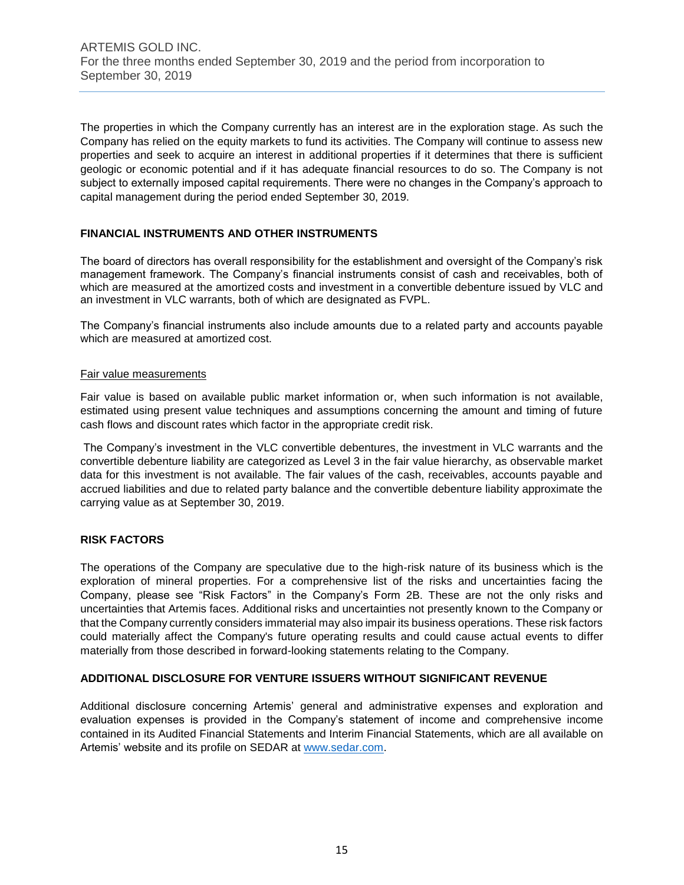The properties in which the Company currently has an interest are in the exploration stage. As such the Company has relied on the equity markets to fund its activities. The Company will continue to assess new properties and seek to acquire an interest in additional properties if it determines that there is sufficient geologic or economic potential and if it has adequate financial resources to do so. The Company is not subject to externally imposed capital requirements. There were no changes in the Company's approach to capital management during the period ended September 30, 2019.

## FINANCIAL INSTRUMENTS AND OTHER INSTRUMENTS

The board of directors has overall responsibility for the establishment and oversight of the Company's risk management framework. The Company's financial instruments consist of cash and receivables, both of which are measured at the amortized costs and investment in a convertible debenture issued by VLC and an investment in VLC warrants, both of which are designated as FVPL.

The Company's financial instruments also include amounts due to a related party and accounts payable which are measured at amortized cost.

### Fair value measurements

Fair value is based on available public market information or, when such information is not available, estimated using present value techniques and assumptions concerning the amount and timing of future cash flows and discount rates which factor in the appropriate credit risk.

The Company's investment in the VLC convertible debentures, the investment in VLC warrants and the convertible debenture liability are categorized as Level 3 in the fair value hierarchy, as observable market data for this investment is not available. The fair values of the cash, receivables, accounts payable and accrued liabilities and due to related party balance and the convertible debenture liability approximate the carrying value as at September 30, 2019.

## RISK FACTORS

The operations of the Company are speculative due to the high-risk nature of its business which is the exploration of mineral properties. For a comprehensive list of the risks and uncertainties facing the Company, please see "Risk Factors" in the Company's Form 2B. These are not the only risks and uncertainties that Artemis faces. Additional risks and uncertainties not presently known to the Company or that the Company currently considers immaterial may also impair its business operations. These risk factors could materially affect the Company's future operating results and could cause actual events to differ materially from those described in forward-looking statements relating to the Company.

## ADDITIONAL DISCLOSURE FOR VENTURE ISSUERS WITHOUT SIGNIFICANT REVENUE

Additional disclosure concerning Artemis' general and administrative expenses and exploration and evaluation expenses is provided in the Company's statement of income and comprehensive income contained in its Audited Financial Statements and Interim Financial Statements, which are all available on Artemis' website and its profile on SEDAR at [www.sedar.com](http://www.sedar.com).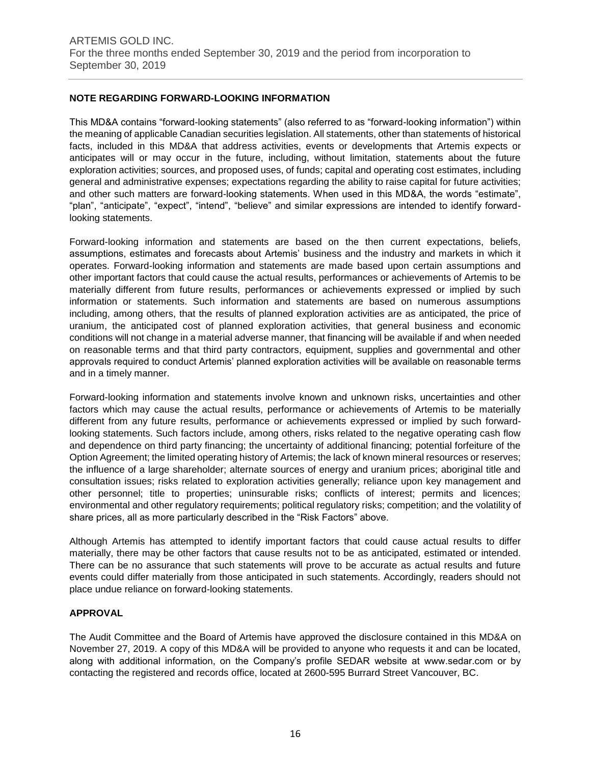## NOTE REGARDING FORWARD-LOOKING INFORMATION

This MD&A contains "forward-looking statements" (also referred to as "forward-looking information") within the meaning of applicable Canadian securities legislation. All statements, other than statements of historical facts, included in this MD&A that address activities, events or developments that Artemis expects or anticipates will or may occur in the future, including, without limitation, statements about the future exploration activities; sources, and proposed uses, of funds; capital and operating cost estimates, including general and administrative expenses; expectations regarding the ability to raise capital for future activities; and other such matters are forward-looking statements. When used in this MD&A, the words "estimate", "plan", "anticipate", "expect", "intend", "believe" and similar expressions are intended to identify forward-looking statements.

Forward-looking information and statements are based on the then current expectations, beliefs, assumptions, estimates and forecasts about Artemis' business and the industry and markets in which it operates. Forward-looking information and statements are made based upon certain assumptions and other important factors that could cause the actual results, performances or achievements of Artemis to be materially different from future results, performances or achievements expressed or implied by such information or statements. Such information and statements are based on numerous assumptions including, among others, that the results of planned exploration activities are as anticipated, the price of uranium, the anticipated cost of planned exploration activities, that general business and economic conditions will not change in a material adverse manner, that financing will be available if and when needed on reasonable terms and that third party contractors, equipment, supplies and governmental and other approvals required to conduct Artemis' planned exploration activities will be available on reasonable terms and in a timely manner.

Forward-looking information and statements involve known and unknown risks, uncertainties and other factors which may cause the actual results, performance or achievements of Artemis to be materially different from any future results, performance or achievements expressed or implied by such forward-looking statements. Such factors include, among others, risks related to the negative operating cash flow and dependence on third party financing; the uncertainty of additional financing; potential forfeiture of the Option Agreement; the limited operating history of Artemis; the lack of known mineral resources or reserves; the influence of a large shareholder; alternate sources of energy and uranium prices; aboriginal title and consultation issues; risks related to exploration activities generally; reliance upon key management and other personnel; title to properties; uninsurable risks; conflicts of interest; permits and licences; environmental and other regulatory requirements; political regulatory risks; competition; and the volatility of share prices, all as more particularly described in the "Risk Factors" above.

Although Artemis has attempted to identify important factors that could cause actual results to differ materially, there may be other factors that cause results not to be as anticipated, estimated or intended. There can be no assurance that such statements will prove to be accurate as actual results and future events could differ materially from those anticipated in such statements. Accordingly, readers should not place undue reliance on forward-looking statements.

## APPROVAL

The Audit Committee and the Board of Artemis have approved the disclosure contained in this MD&A on November 27, 2019. A copy of this MD&A will be provided to anyone who requests it and can be located, along with additional information, on the Company's profile SEDAR website at www.sedar.com or by contacting the registered and records office, located at 2600-595 Burrard Street Vancouver, BC.